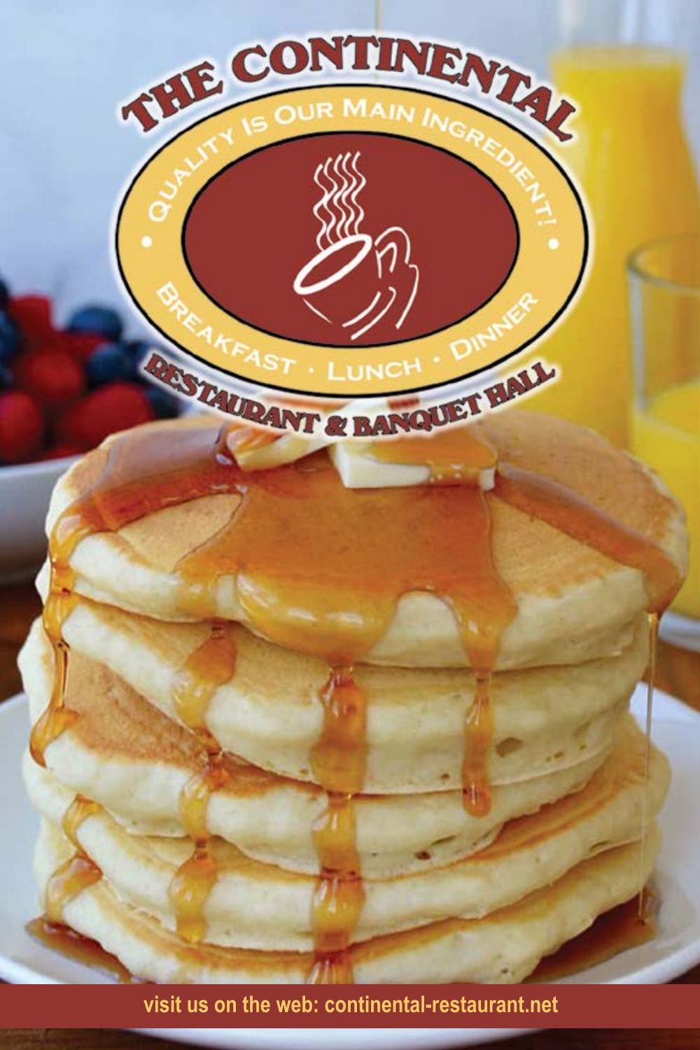# THE CONTINENTAL

QUALITY IS OUR MAIN INGREDIENT!

BREAKFAST · LUNCH · DINNER

RESTAURANT & BANQUET HALL

visit us on the web: continental-restaurant.net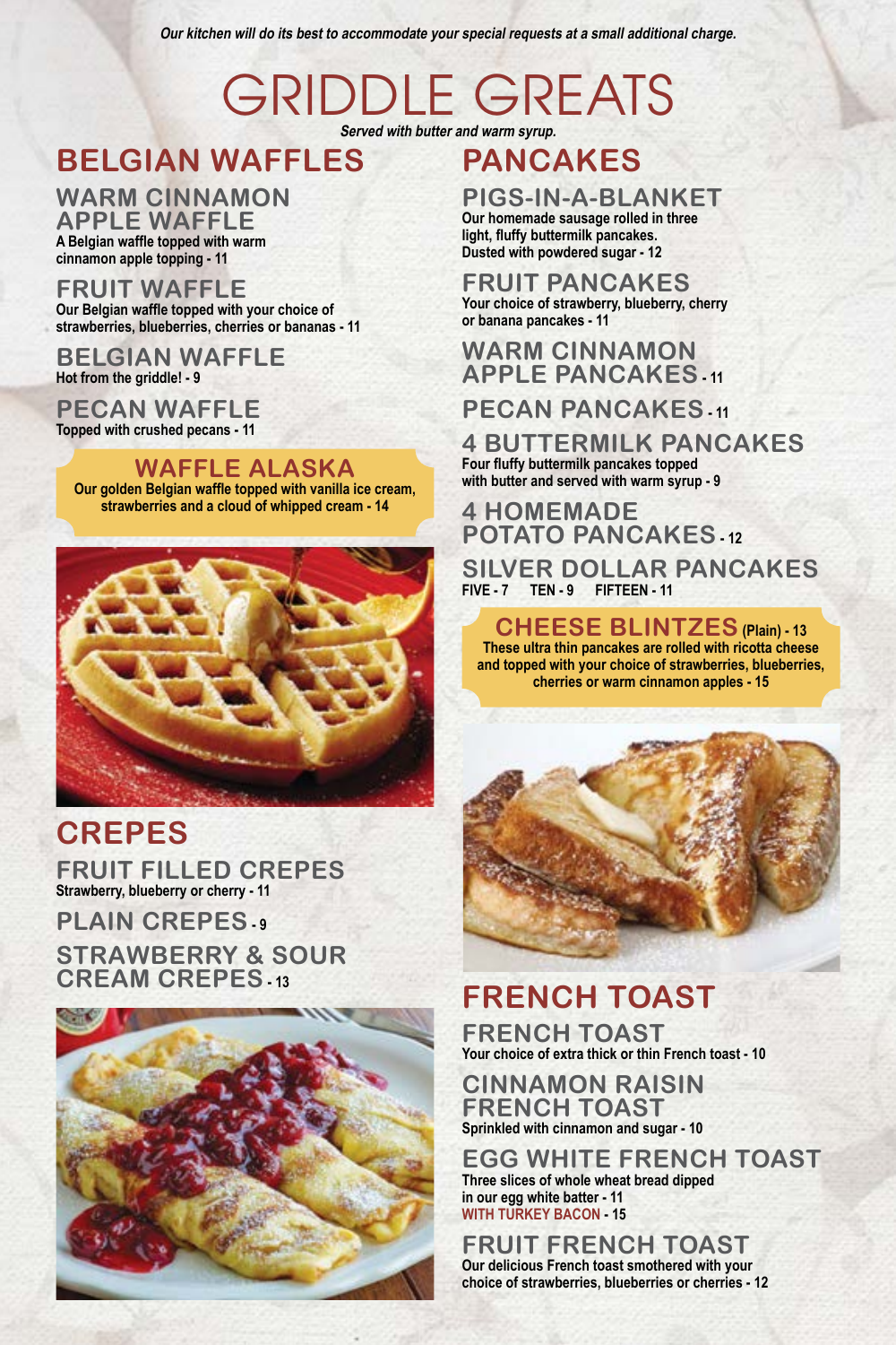*Our kitchen will do its best to accommodate your special requests at a small additional charge.*

# GRIDDLE GREATS

*Served with butter and warm syrup.*

## BELGIAN WAFFLES

### WARM CINNAMON APPLE WAFFLE
A Belgian waffle topped with warm cinnamon apple topping - 11

### FRUIT WAFFLE
Our Belgian waffle topped with your choice of strawberries, blueberries, cherries or bananas - 11

### BELGIAN WAFFLE
Hot from the griddle! - 9

### PECAN WAFFLE
Topped with crushed pecans - 11

### WAFFLE ALASKA
Our golden Belgian waffle topped with vanilla ice cream, strawberries and a cloud of whipped cream - 14

## CREPES

### FRUIT FILLED CREPES
Strawberry, blueberry or cherry - 11

### PLAIN CREPES - 9

### STRAWBERRY & SOUR CREAM CREPES - 13

## PANCAKES

### PIGS-IN-A-BLANKET
Our homemade sausage rolled in three light, fluffy buttermilk pancakes. Dusted with powdered sugar - 12

### FRUIT PANCAKES
Your choice of strawberry, blueberry, cherry or banana pancakes - 11

### WARM CINNAMON APPLE PANCAKES - 11

### PECAN PANCAKES - 11

### 4 BUTTERMILK PANCAKES
Four fluffy buttermilk pancakes topped with butter and served with warm syrup - 9

### 4 HOMEMADE POTATO PANCAKES - 12

### SILVER DOLLAR PANCAKES
FIVE - 7 TEN - 9 FIFTEEN - 11

### CHEESE BLINTZES (Plain) - 13
These ultra thin pancakes are rolled with ricotta cheese and topped with your choice of strawberries, blueberries, cherries or warm cinnamon apples - 15

## FRENCH TOAST

### FRENCH TOAST
Your choice of extra thick or thin French toast - 10

### CINNAMON RAISIN FRENCH TOAST
Sprinkled with cinnamon and sugar - 10

### EGG WHITE FRENCH TOAST
Three slices of whole wheat bread dipped in our egg white batter - 11
WITH TURKEY BACON - 15

### FRUIT FRENCH TOAST
Our delicious French toast smothered with your choice of strawberries, blueberries or cherries - 12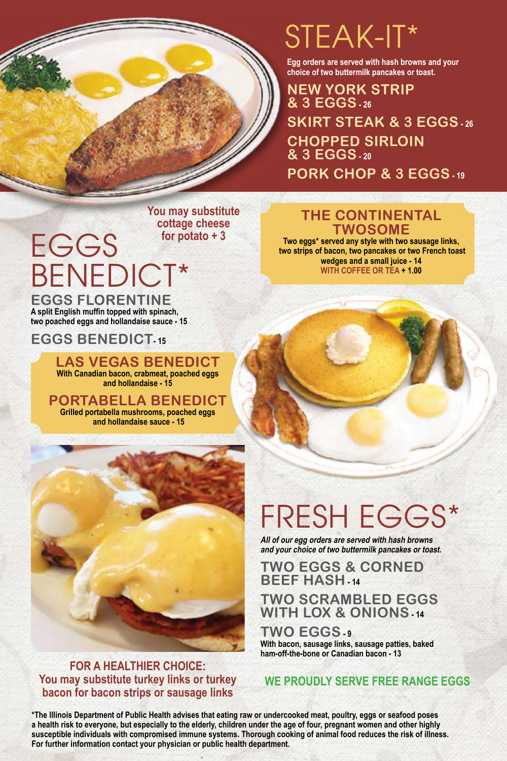# STEAK-IT*

**Egg orders are served with hash browns and your choice of two buttermilk pancakes or toast.**

### NEW YORK STRIP & 3 EGGS - 26

### SKIRT STEAK & 3 EGGS - 26

### CHOPPED SIRLOIN & 3 EGGS - 20

### PORK CHOP & 3 EGGS - 19

# EGGS BENEDICT*

**You may substitute cottage cheese for potato + 3**

### EGGS FLORENTINE

A split English muffin topped with spinach, two poached eggs and hollandaise sauce - 15

### EGGS BENEDICT - 15

### LAS VEGAS BENEDICT

With Canadian bacon, crabmeat, poached eggs and hollandaise - 15

### PORTABELLA BENEDICT

Grilled portabella mushrooms, poached eggs and hollandaise sauce - 15

### THE CONTINENTAL TWOSOME

Two eggs* served any style with two sausage links, two strips of bacon, two pancakes or two French toast wedges and a small juice - 14
WITH COFFEE OR TEA + 1.00

**FOR A HEALTHIER CHOICE:** You may substitute turkey links or turkey bacon for bacon strips or sausage links

# FRESH EGGS*

*All of our egg orders are served with hash browns and your choice of two buttermilk pancakes or toast.*

### TWO EGGS & CORNED BEEF HASH - 14

### TWO SCRAMBLED EGGS WITH LOX & ONIONS - 14

### TWO EGGS - 9

With bacon, sausage links, sausage patties, baked ham-off-the-bone or Canadian bacon - 13

**WE PROUDLY SERVE FREE RANGE EGGS**

*The Illinois Department of Public Health advises that eating raw or undercooked meat, poultry, eggs or seafood poses a health risk to everyone, but especially to the elderly, children under the age of four, pregnant women and other highly susceptible individuals with compromised immune systems. Thorough cooking of animal food reduces the risk of illness. For further information contact your physician or public health department.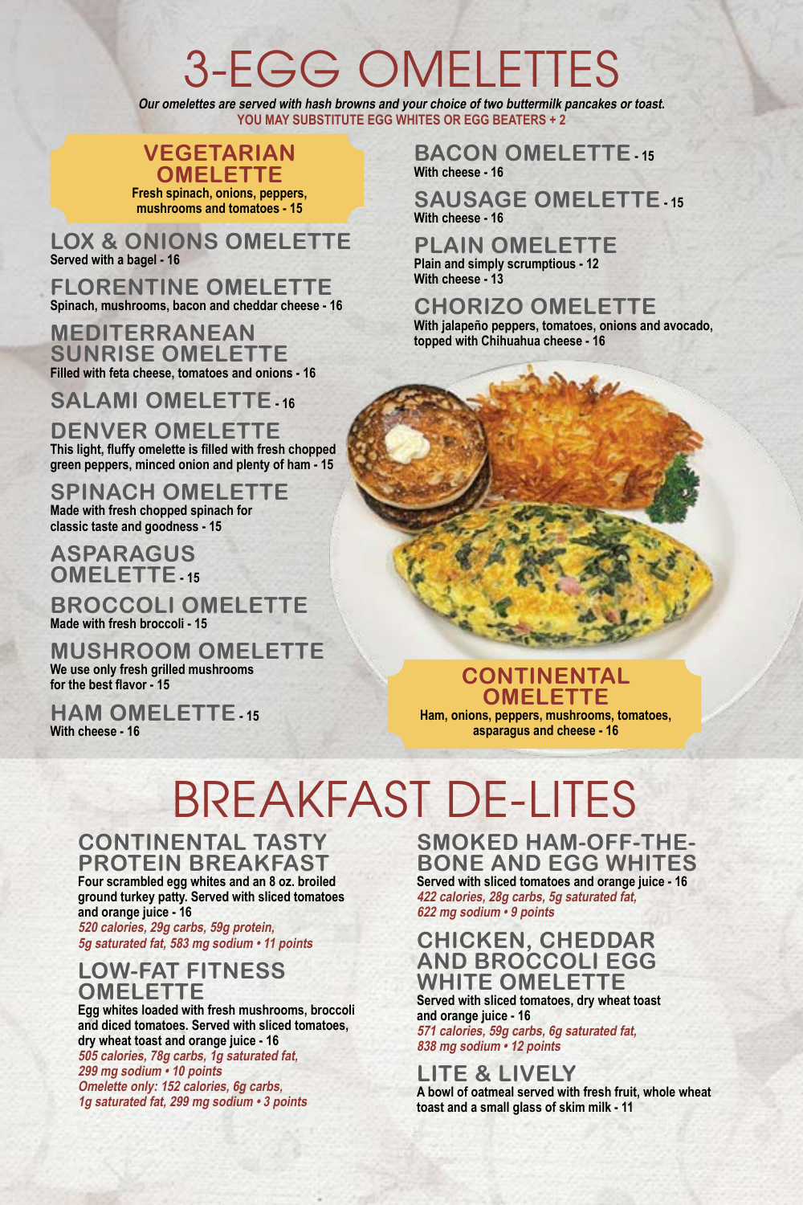# 3-EGG OMELETTES

*Our omelettes are served with hash browns and your choice of two buttermilk pancakes or toast.*

**YOU MAY SUBSTITUTE EGG WHITES OR EGG BEATERS + 2**

### VEGETARIAN OMELETTE

Fresh spinach, onions, peppers, mushrooms and tomatoes - 15

### LOX & ONIONS OMELETTE

Served with a bagel - 16

### FLORENTINE OMELETTE

Spinach, mushrooms, bacon and cheddar cheese - 16

### MEDITERRANEAN SUNRISE OMELETTE

Filled with feta cheese, tomatoes and onions - 16

### SALAMI OMELETTE - 16

### DENVER OMELETTE

This light, fluffy omelette is filled with fresh chopped green peppers, minced onion and plenty of ham - 15

### SPINACH OMELETTE

Made with fresh chopped spinach for classic taste and goodness - 15

### ASPARAGUS OMELETTE - 15

### BROCCOLI OMELETTE

Made with fresh broccoli - 15

### MUSHROOM OMELETTE

We use only fresh grilled mushrooms for the best flavor - 15

### HAM OMELETTE - 15

With cheese - 16

### BACON OMELETTE - 15

With cheese - 16

### SAUSAGE OMELETTE - 15

With cheese - 16

### PLAIN OMELETTE

Plain and simply scrumptious - 12
With cheese - 13

### CHORIZO OMELETTE

With jalapeño peppers, tomatoes, onions and avocado, topped with Chihuahua cheese - 16

### CONTINENTAL OMELETTE

Ham, onions, peppers, mushrooms, tomatoes, asparagus and cheese - 16

# BREAKFAST DE-LITES

### CONTINENTAL TASTY PROTEIN BREAKFAST

Four scrambled egg whites and an 8 oz. broiled ground turkey patty. Served with sliced tomatoes and orange juice - 16

*520 calories, 29g carbs, 59g protein, 5g saturated fat, 583 mg sodium • 11 points*

### LOW-FAT FITNESS OMELETTE

Egg whites loaded with fresh mushrooms, broccoli and diced tomatoes. Served with sliced tomatoes, dry wheat toast and orange juice - 16

*505 calories, 78g carbs, 1g saturated fat, 299 mg sodium • 10 points*

*Omelette only: 152 calories, 6g carbs, 1g saturated fat, 299 mg sodium • 3 points*

### SMOKED HAM-OFF-THE-BONE AND EGG WHITES

Served with sliced tomatoes and orange juice - 16

*422 calories, 28g carbs, 5g saturated fat, 622 mg sodium • 9 points*

### CHICKEN, CHEDDAR AND BROCCOLI EGG WHITE OMELETTE

Served with sliced tomatoes, dry wheat toast and orange juice - 16

*571 calories, 59g carbs, 6g saturated fat, 838 mg sodium • 12 points*

### LITE & LIVELY

A bowl of oatmeal served with fresh fruit, whole wheat toast and a small glass of skim milk - 11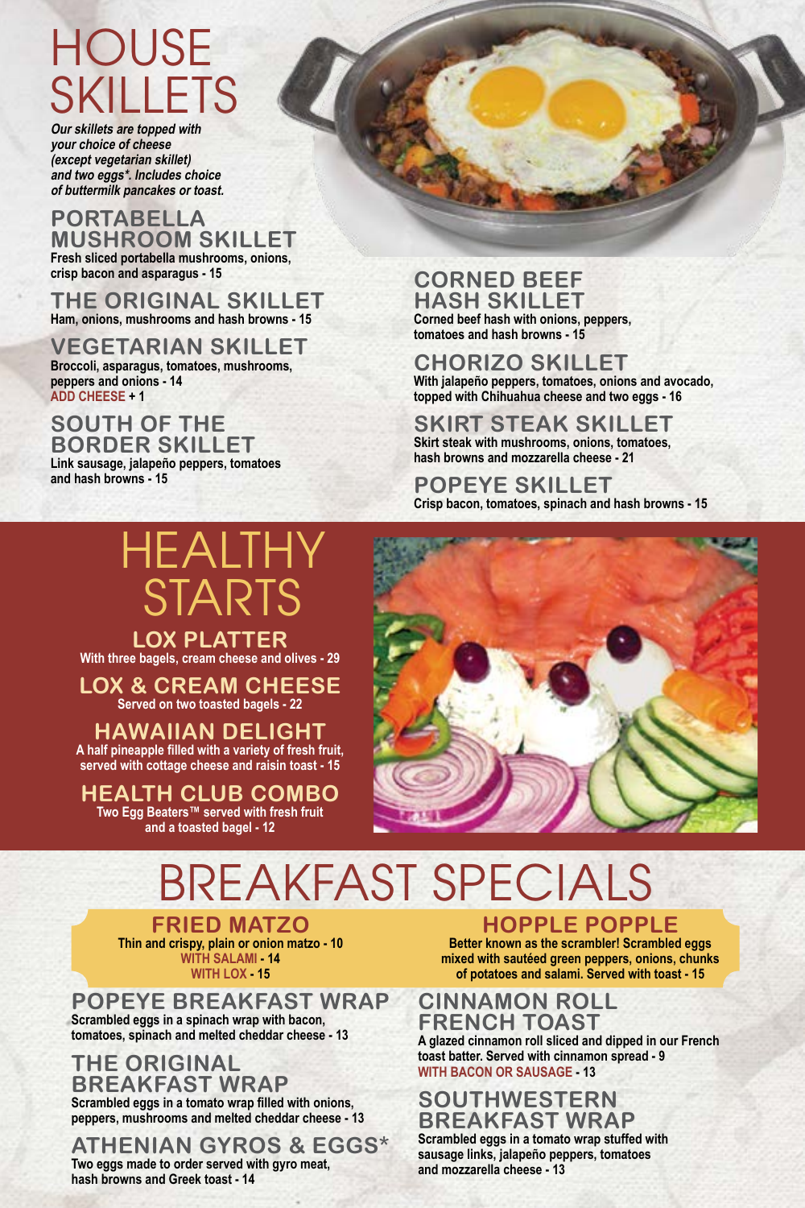# HOUSE SKILLETS

*Our skillets are topped with your choice of cheese (except vegetarian skillet) and two eggs*. Includes choice of buttermilk pancakes or toast.*

### PORTABELLA MUSHROOM SKILLET
Fresh sliced portabella mushrooms, onions, crisp bacon and asparagus - 15

### THE ORIGINAL SKILLET
Ham, onions, mushrooms and hash browns - 15

### VEGETARIAN SKILLET
Broccoli, asparagus, tomatoes, mushrooms, peppers and onions - 14
ADD CHEESE + 1

### SOUTH OF THE BORDER SKILLET
Link sausage, jalapeño peppers, tomatoes and hash browns - 15

### CORNED BEEF HASH SKILLET
Corned beef hash with onions, peppers, tomatoes and hash browns - 15

### CHORIZO SKILLET
With jalapeño peppers, tomatoes, onions and avocado, topped with Chihuahua cheese and two eggs - 16

### SKIRT STEAK SKILLET
Skirt steak with mushrooms, onions, tomatoes, hash browns and mozzarella cheese - 21

### POPEYE SKILLET
Crisp bacon, tomatoes, spinach and hash browns - 15

# HEALTHY STARTS

### LOX PLATTER
With three bagels, cream cheese and olives - 29

### LOX & CREAM CHEESE
Served on two toasted bagels - 22

### HAWAIIAN DELIGHT
A half pineapple filled with a variety of fresh fruit, served with cottage cheese and raisin toast - 15

### HEALTH CLUB COMBO
Two Egg Beaters™ served with fresh fruit and a toasted bagel - 12

# BREAKFAST SPECIALS

### FRIED MATZO
Thin and crispy, plain or onion matzo - 10
WITH SALAMI - 14
WITH LOX - 15

### HOPPLE POPPLE
Better known as the scrambler! Scrambled eggs mixed with sautéed green peppers, onions, chunks of potatoes and salami. Served with toast - 15

### POPEYE BREAKFAST WRAP
Scrambled eggs in a spinach wrap with bacon, tomatoes, spinach and melted cheddar cheese - 13

### THE ORIGINAL BREAKFAST WRAP
Scrambled eggs in a tomato wrap filled with onions, peppers, mushrooms and melted cheddar cheese - 13

### ATHENIAN GYROS & EGGS*
Two eggs made to order served with gyro meat, hash browns and Greek toast - 14

### CINNAMON ROLL FRENCH TOAST
A glazed cinnamon roll sliced and dipped in our French toast batter. Served with cinnamon spread - 9
WITH BACON OR SAUSAGE - 13

### SOUTHWESTERN BREAKFAST WRAP
Scrambled eggs in a tomato wrap stuffed with sausage links, jalapeño peppers, tomatoes and mozzarella cheese - 13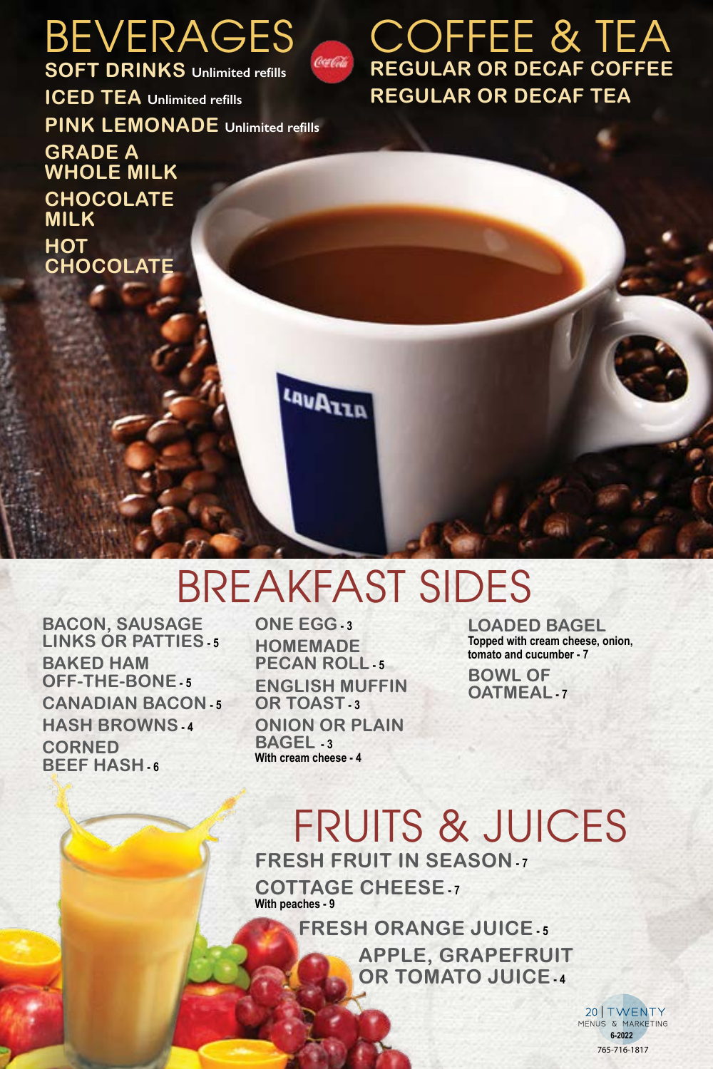# BEVERAGES

**SOFT DRINKS** Unlimited refills

**ICED TEA** Unlimited refills

**PINK LEMONADE** Unlimited refills

**GRADE A WHOLE MILK**

**CHOCOLATE MILK**

**HOT CHOCOLATE**

# COFFEE & TEA

**REGULAR OR DECAF COFFEE**

**REGULAR OR DECAF TEA**

# BREAKFAST SIDES

**BACON, SAUSAGE LINKS OR PATTIES** - 5

**BAKED HAM OFF-THE-BONE** - 5

**CANADIAN BACON** - 5

**HASH BROWNS** - 4

**CORNED BEEF HASH** - 6

**ONE EGG** - 3

**HOMEMADE PECAN ROLL** - 5

**ENGLISH MUFFIN OR TOAST** - 3

**ONION OR PLAIN BAGEL** - 3
With cream cheese - 4

**LOADED BAGEL**
Topped with cream cheese, onion, tomato and cucumber - 7

**BOWL OF OATMEAL** - 7

# FRUITS & JUICES

**FRESH FRUIT IN SEASON** - 7

**COTTAGE CHEESE** - 7
With peaches - 9

**FRESH ORANGE JUICE** - 5

**APPLE, GRAPEFRUIT OR TOMATO JUICE** - 4

20 | TWENTY MENUS & MARKETING 6-2022 765-716-1817